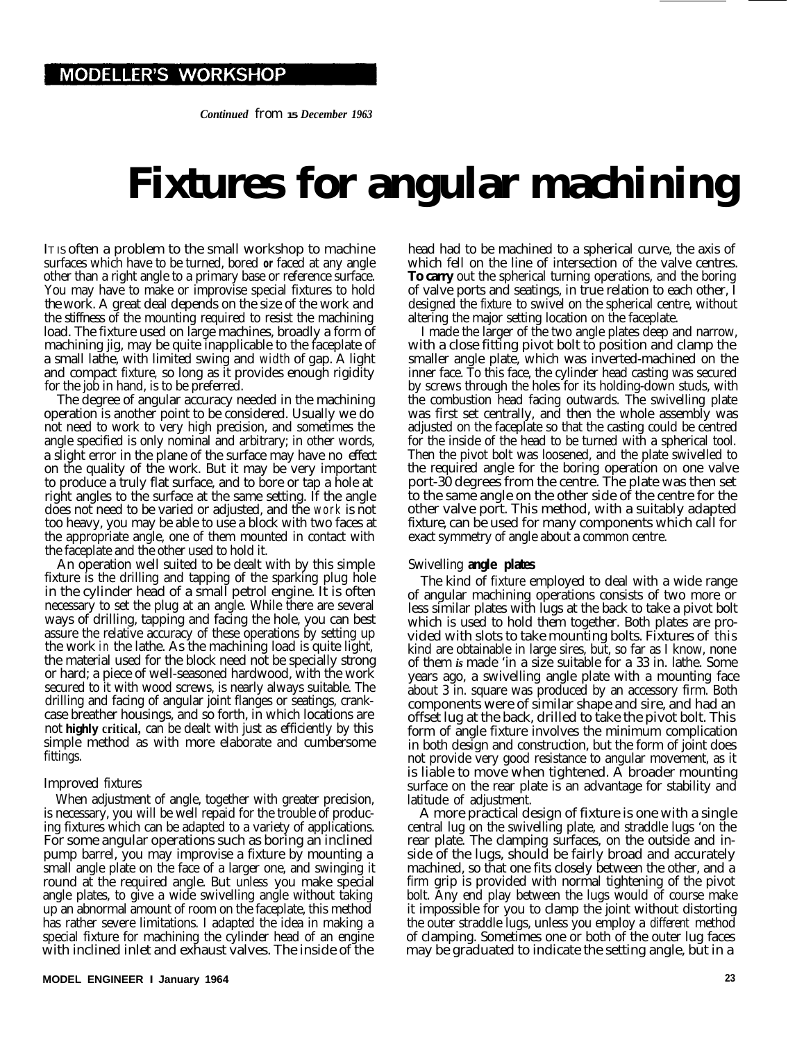MODELLER'S WORKSHOP

*Continued from 15 December 1963*

# Fixtures for angular machining

IT IS often a problem to the small workshop to machine surfaces which have to be turned, bored or faced at any angle other than a right angle to a primary base or reference surface. You may have to make or improvise special fixtures to hold the work. A great deal depends on the size of the work and the stiffness of the mounting required to resist the machining load. The fixture used on large machines, broadly a form of machining jig, may be quite inapplicable to the faceplate of a small lathe, with limited swing and width of gap. A light and compact fixture, so long as it provides enough rigidity for the job in hand, is to be preferred.

The degree of angular accuracy needed in the machining operation is another point to be considered. Usually we do not need to work to very high precision, and sometimes the angle specified is only nominal and arbitrary; in other words, a slight error in the plane of the surface may have no effect on the quality of the work. But it may be very important to produce a truly flat surface, and to bore or tap a hole at right angles to the surface at the same setting. If the angle does not need to be varied or adjusted, and the work is not too heavy, you may be able to use a block with two faces at the appropriate angle, one of them mounted in contact with the faceplate and the other used to hold it.

An operation well suited to be dealt with by this simple fixture is the drilling and tapping of the sparking plug hole in the cylinder head of a small petrol engine. It is often necessary to set the plug at an angle. While there are several ways of drilling, tapping and facing the hole, you can best assure the relative accuracy of these operations by setting up the work in the lathe. As the machining load is quite light, the material used for the block need not be specially strong or hard; a piece of well-seasoned hardwood, with the work secured to it with wood screws, is nearly always suitable. The drilling and facing of angular joint flanges or seatings, crankcase breather housings, and so forth, in which locations are not **highly critical,** can be dealt with just as efficiently by this simple method as with more elaborate and cumbersome fittings.

## Improved fixtures

When adjustment of angle, together with greater precision, is necessary, you will be well repaid for the trouble of producing fixtures which can be adapted to a variety of applications. For some angular operations such as boring an inclined pump barrel, you may improvise a fixture by mounting a small angle plate on the face of a larger one, and swinging it round at the required angle. But unless you make special angle plates, to give a wide swivelling angle without taking up an abnormal amount of room on the faceplate, this method has rather severe limitations. I adapted the idea in making a special fixture for machining the cylinder head of an engine with inclined inlet and exhaust valves. The inside of the head had to be machined to a spherical curve, the axis of which fell on the line of intersection of the valve centres. **To carry** out the spherical turning operations, and the boring of valve ports and seatings, in true relation to each other, I designed the fixture to swivel on the spherical centre, without altering the major setting location on the faceplate.

I made the larger of the two angle plates deep and narrow, with a close fitting pivot bolt to position and clamp the smaller angle plate, which was inverted-machined on the inner face. To this face, the cylinder head casting was secured by screws through the holes for its holding-down studs, with the combustion head facing outwards. The swivelling plate was first set centrally, and then the whole assembly was adjusted on the faceplate so that the casting could be centred for the inside of the head to be turned with a spherical tool. Then the pivot bolt was loosened, and the plate swivelled to the required angle for the boring operation on one valve port-30 degrees from the centre. The plate was then set to the same angle on the other side of the centre for the other valve port. This method, with a suitably adapted fixture, can be used for many components which call for exact symmetry of angle about a common centre.

## Swivelling **angle plates**

The kind of fixture employed to deal with a wide range of angular machining operations consists of two more or less similar plates with lugs at the back to take a pivot bolt which is used to hold them together. Both plates are provided with slots to take mounting bolts. Fixtures of this kind are obtainable in large sires, but, so far as I know, none of them *is* made 'in a size suitable for a 33 in. lathe. Some years ago, a swivelling angle plate with a mounting face about 3 in. square was produced by an accessory firm. Both components were of similar shape and sire, and had an offset lug at the back, drilled to take the pivot bolt. This form of angle fixture involves the minimum complication in both design and construction, but the form of joint does not provide very good resistance to angular movement, as it is liable to move when tightened. A broader mounting surface on the rear plate is an advantage for stability and latitude of adjustment.

A more practical design of fixture is one with a single central lug on the swivelling plate, and straddle lugs 'on the rear plate. The clamping surfaces, on the outside and inside of the lugs, should be fairly broad and accurately machined, so that one fits closely between the other, and a firm grip is provided with normal tightening of the pivot bolt. Any end play between the lugs would of course make it impossible for you to clamp the joint without distorting the outer straddle lugs, unless you employ a different method of clamping. Sometimes one or both of the outer lug faces may be graduated to indicate the setting angle, but in a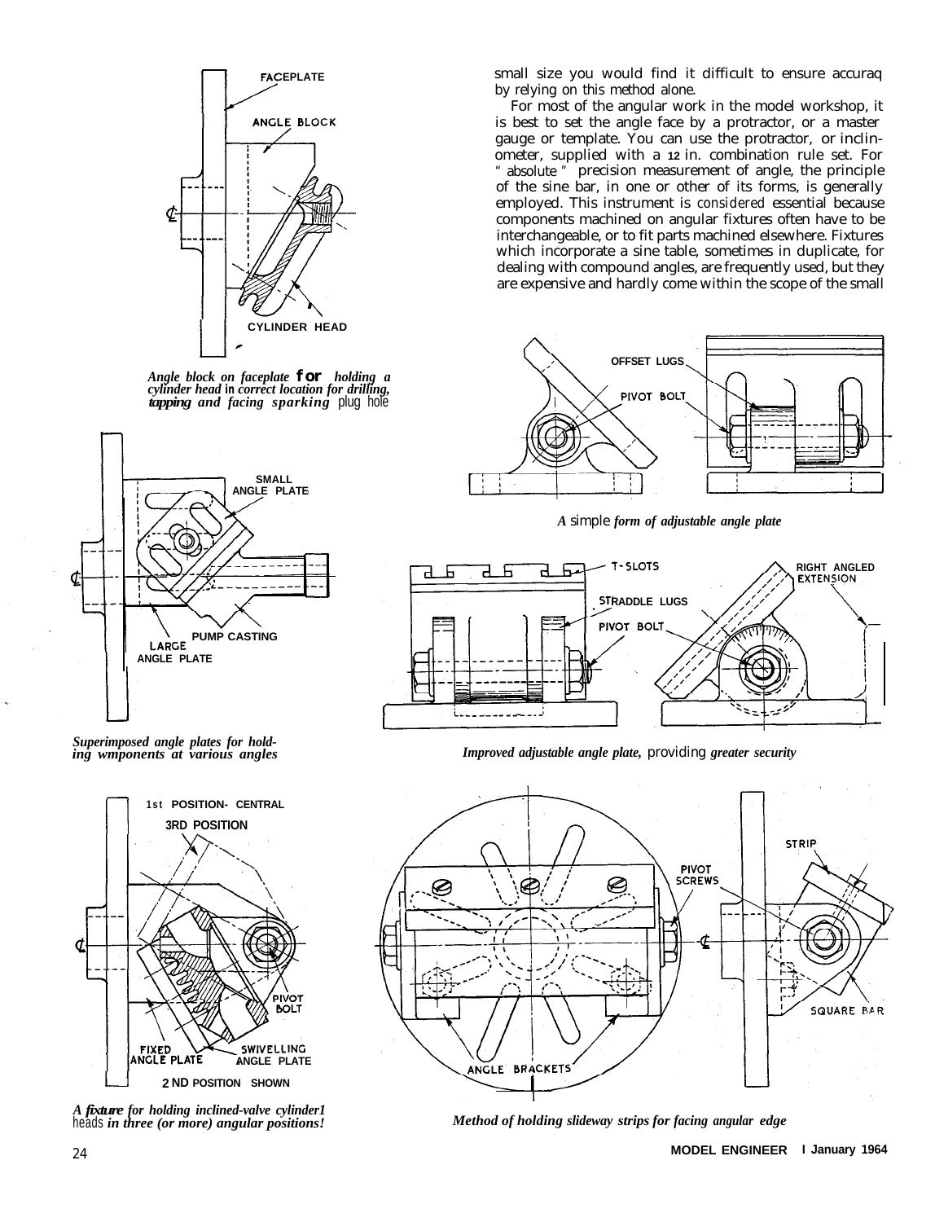small size you would find it difficult to ensure accuraq by relying on this method alone.

For most of the angular work in the model workshop, it is best to set the angle face by a protractor, or a master gauge or template. You can use the protractor, or inclinometer, supplied with a 12 in. combination rule set. For "absolute" precision measurement of angle, the principle of the sine bar, in one or other of its forms, is generally employed. This instrument is considered essential because components machined on angular fixtures often have to be interchangeable, or to fit parts machined elsewhere. Fixtures which incorporate a sine table, sometimes in duplicate, for dealing with compound angles, are frequently used, but they are expensive and hardly come within the scope of the small

*Angle block on faceplate for holding a cylinder head in correct location for drilling, tapping and facing sparking plug hole*

*A simple form of adjustable angle plate*

*Superimposed angle plates for holding wmponents at various angles*

*Improved adjustable angle plate, providing greater security*

*A fixture for holding inclined-valve cylinder1 heads in three (or more) angular positions!*

*Method of holding slideway strips for facing angular edge*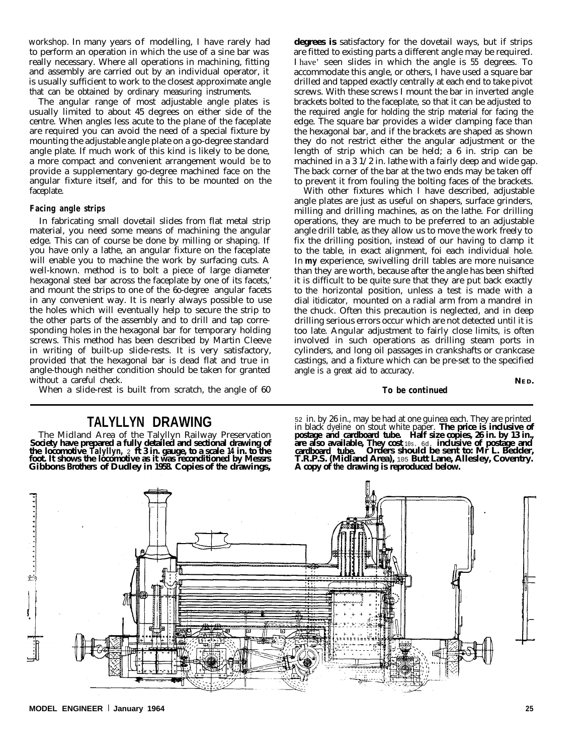workshop. In many years of modelling, I have rarely had to perform an operation in which the use of a sine bar was really necessary. Where all operations in machining, fitting and assembly are carried out by an individual operator, it is usually sufficient to work to the closest approximate angle that can be obtained by ordinary measuring instruments.

The angular range of most adjustable angle plates is usually limited to about 45 degrees on either side of the centre. When angles less acute to the plane of the faceplate are required you can avoid the need of a special fixture by mounting the adjustable angle plate on a go-degree standard angle plate. If much work of this kind is likely to be done, a more compact and convenient arrangement would be to provide a supplementary go-degree machined face on the angular fixture itself, and for this to be mounted on the faceplate.

### Facing angle strips

In fabricating small dovetail slides from flat metal strip material, you need some means of machining the angular edge. This can of course be done by milling or shaping. If you have only a lathe, an angular fixture on the faceplate will enable you to machine the work by surfacing cuts. A well-known. method is to bolt a piece of large diameter hexagonal steel bar across the faceplate by one of its facets,' and mount the strips to one of the 6o-degree angular facets in any convenient way. It is nearly always possible to use the holes which will eventually help to secure the strip to the other parts of the assembly and to drill and tap corresponding holes in the hexagonal bar for temporary holding screws. This method has been described by Martin Cleeve in writing of built-up slide-rests. It is very satisfactory, provided that the hexagonal bar is dead flat and true in angle-though neither condition should be taken for granted without a careful check.

When a slide-rest is built from scratch, the angle of 60 **degrees is** satisfactory for the dovetail ways, but if strips are fitted to existing parts a different angle may be required. I have' seen slides in which the angle is 55 degrees. To accommodate this angle, or others, I have used a square bar drilled and tapped exactly centrally at each end to take pivot screws. With these screws I mount the bar in inverted angle brackets bolted to the faceplate, so that it can be adjusted to the required angle for holding the strip material for facing the edge. The square bar provides a wider clamping face than the hexagonal bar, and if the brackets are shaped as shown they do not restrict either the angular adjustment or the length of strip which can be held; a 6 in. strip can be machined in a 3 1/2 in. lathe with a fairly deep and wide gap. The back corner of the bar at the two ends may be taken off to prevent it from fouling the bolting faces of the brackets.

With other fixtures which I have described, adjustable angle plates are just as useful on shapers, surface grinders, milling and drilling machines, as on the lathe. For drilling operations, they are much to be preferred to an adjustable angle drill table, as they allow us to move the work freely to fix the drilling position, instead of our having to clamp it to the table, in exact alignment, foi each individual hole. In **my** experience, swivelling drill tables are more nuisance than they are worth, because after the angle has been shifted it is difficult to be quite sure that they are put back exactly to the horizontal position, unless a test is made with a dial itidicator, mounted on a radial arm from a mandrel in the chuck. Often this precaution is neglected, and in deep drilling serious errors occur which are not detected until it is too late. Angular adjustment to fairly close limits, is often involved in such operations as drilling steam ports in cylinders, and long oil passages in crankshafts or crankcase castings, and a fixture which can be pre-set to the specified angle is a great aid to accuracy.

**NED.**

***To be continued***

## TALYLLYN DRAWING

The Midland Area of the Talyllyn Railway Preservation **Society have prepared a fully detailed and sectional drawing of the locomotive** *Talyllyn,* 2 **ft 3 in. gauge, to a scale 14 in. to the foot. It shows the locomotive as it was reconditioned by Messrs Gibbons Brothers of Dudley in 1958. Copies of the drawings,** 52 in. by 26 in., may be had at one guinea each. They are printed in black *dyeline* on stout white paper. **The price is inclusive of postage and cardboard tube. Half size copies, 26 in. by 13 in., are also available, They cost** 10s. 6d. **inclusive of postage and cardboard tube. Orders should be sent to: Mr L. Bedder, T.R.P.S. (Midland Area),** 105 **Butt Lane, Allesley, Coventry. A copy of the drawing is reproduced below.**